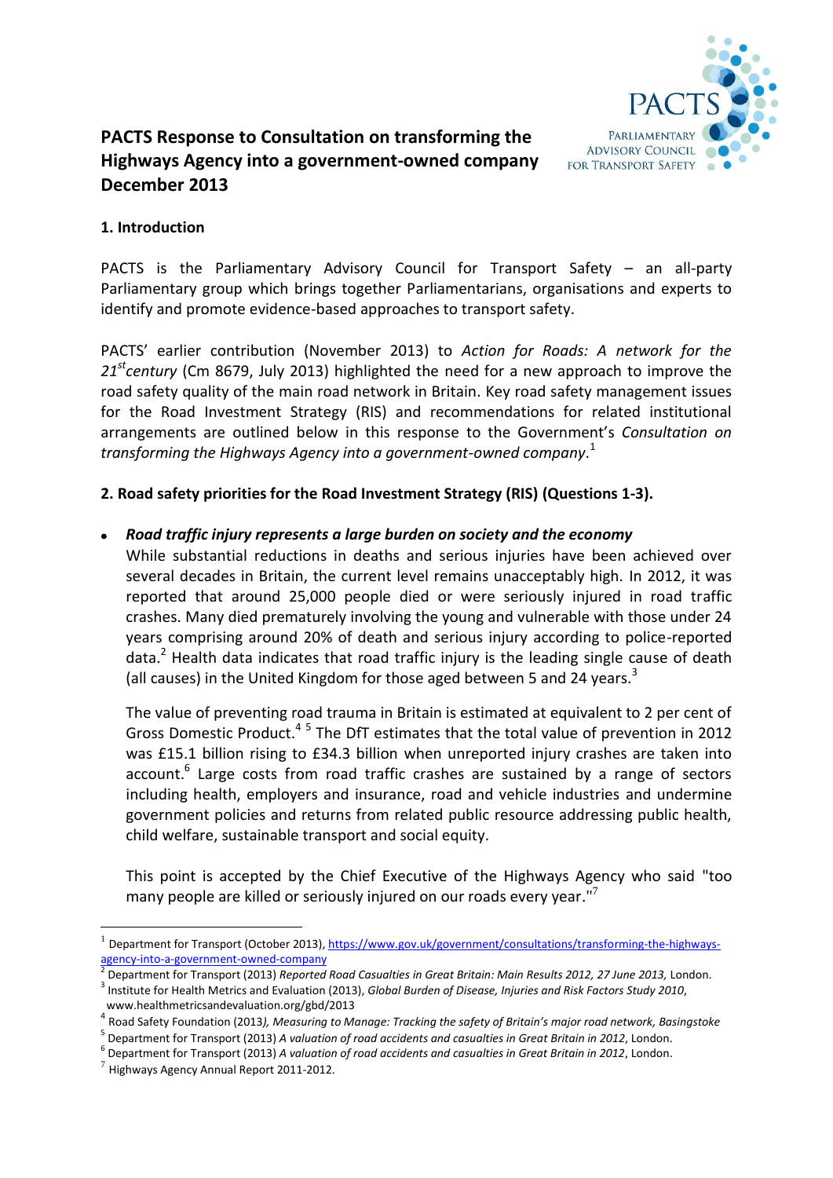# PACTS Response to Consultation on transforming the Highways Agency into a government-owned company December 2013

PACTS
PARLIAMENTARY ADVISORY COUNCIL FOR TRANSPORT SAFETY

## 1. Introduction

PACTS is the Parliamentary Advisory Council for Transport Safety – an all-party Parliamentary group which brings together Parliamentarians, organisations and experts to identify and promote evidence-based approaches to transport safety.

PACTS' earlier contribution (November 2013) to *Action for Roads: A network for the 21st century* (Cm 8679, July 2013) highlighted the need for a new approach to improve the road safety quality of the main road network in Britain. Key road safety management issues for the Road Investment Strategy (RIS) and recommendations for related institutional arrangements are outlined below in this response to the Government's *Consultation on transforming the Highways Agency into a government-owned company*.[1]

## 2. Road safety priorities for the Road Investment Strategy (RIS) (Questions 1-3).

- ***Road traffic injury represents a large burden on society and the economy***

  While substantial reductions in deaths and serious injuries have been achieved over several decades in Britain, the current level remains unacceptably high. In 2012, it was reported that around 25,000 people died or were seriously injured in road traffic crashes. Many died prematurely involving the young and vulnerable with those under 24 years comprising around 20% of death and serious injury according to police-reported data.[2] Health data indicates that road traffic injury is the leading single cause of death (all causes) in the United Kingdom for those aged between 5 and 24 years.[3]

  The value of preventing road trauma in Britain is estimated at equivalent to 2 per cent of Gross Domestic Product.[4] [5] The DfT estimates that the total value of prevention in 2012 was £15.1 billion rising to £34.3 billion when unreported injury crashes are taken into account.[6] Large costs from road traffic crashes are sustained by a range of sectors including health, employers and insurance, road and vehicle industries and undermine government policies and returns from related public resource addressing public health, child welfare, sustainable transport and social equity.

  This point is accepted by the Chief Executive of the Highways Agency who said "too many people are killed or seriously injured on our roads every year."[7]

---

[1] Department for Transport (October 2013), https://www.gov.uk/government/consultations/transforming-the-highways-agency-into-a-government-owned-company

[2] Department for Transport (2013) *Reported Road Casualties in Great Britain: Main Results 2012, 27 June 2013,* London.

[3] Institute for Health Metrics and Evaluation (2013), *Global Burden of Disease, Injuries and Risk Factors Study 2010*, www.healthmetricsandevaluation.org/gbd/2013

[4] Road Safety Foundation (2013*), Measuring to Manage: Tracking the safety of Britain's major road network, Basingstoke*

[5] Department for Transport (2013) *A valuation of road accidents and casualties in Great Britain in 2012*, London.

[6] Department for Transport (2013) *A valuation of road accidents and casualties in Great Britain in 2012*, London.

[7] Highways Agency Annual Report 2011-2012.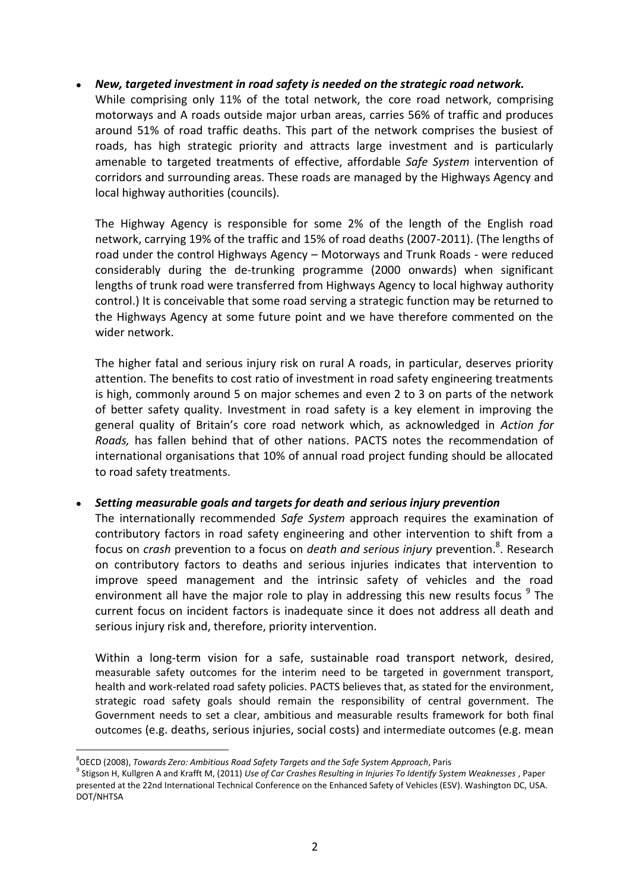- ***New, targeted investment in road safety is needed on the strategic road network.***

  While comprising only 11% of the total network, the core road network, comprising motorways and A roads outside major urban areas, carries 56% of traffic and produces around 51% of road traffic deaths. This part of the network comprises the busiest of roads, has high strategic priority and attracts large investment and is particularly amenable to targeted treatments of effective, affordable *Safe System* intervention of corridors and surrounding areas. These roads are managed by the Highways Agency and local highway authorities (councils).

  The Highway Agency is responsible for some 2% of the length of the English road network, carrying 19% of the traffic and 15% of road deaths (2007-2011). (The lengths of road under the control Highways Agency – Motorways and Trunk Roads - were reduced considerably during the de-trunking programme (2000 onwards) when significant lengths of trunk road were transferred from Highways Agency to local highway authority control.) It is conceivable that some road serving a strategic function may be returned to the Highways Agency at some future point and we have therefore commented on the wider network.

  The higher fatal and serious injury risk on rural A roads, in particular, deserves priority attention. The benefits to cost ratio of investment in road safety engineering treatments is high, commonly around 5 on major schemes and even 2 to 3 on parts of the network of better safety quality. Investment in road safety is a key element in improving the general quality of Britain's core road network which, as acknowledged in *Action for Roads,* has fallen behind that of other nations. PACTS notes the recommendation of international organisations that 10% of annual road project funding should be allocated to road safety treatments.

- ***Setting measurable goals and targets for death and serious injury prevention***

  The internationally recommended *Safe System* approach requires the examination of contributory factors in road safety engineering and other intervention to shift from a focus on *crash* prevention to a focus on *death and serious injury* prevention.[8]. Research on contributory factors to deaths and serious injuries indicates that intervention to improve speed management and the intrinsic safety of vehicles and the road environment all have the major role to play in addressing this new results focus [9] The current focus on incident factors is inadequate since it does not address all death and serious injury risk and, therefore, priority intervention.

  Within a long-term vision for a safe, sustainable road transport network, desired, measurable safety outcomes for the interim need to be targeted in government transport, health and work-related road safety policies. PACTS believes that, as stated for the environment, strategic road safety goals should remain the responsibility of central government. The Government needs to set a clear, ambitious and measurable results framework for both final outcomes (e.g. deaths, serious injuries, social costs) and intermediate outcomes (e.g. mean

---

[8] OECD (2008), *Towards Zero: Ambitious Road Safety Targets and the Safe System Approach*, Paris

[9] Stigson H, Kullgren A and Krafft M, (2011) *Use of Car Crashes Resulting in Injuries To Identify System Weaknesses* , Paper presented at the 22nd International Technical Conference on the Enhanced Safety of Vehicles (ESV). Washington DC, USA. DOT/NHTSA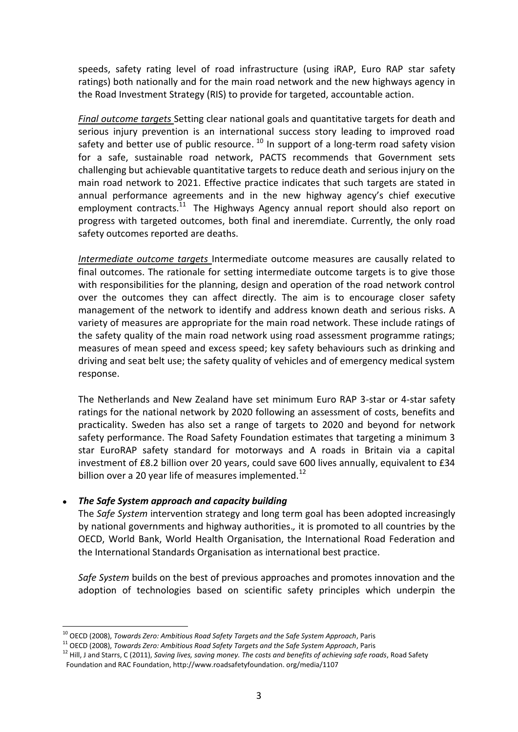speeds, safety rating level of road infrastructure (using iRAP, Euro RAP star safety ratings) both nationally and for the main road network and the new highways agency in the Road Investment Strategy (RIS) to provide for targeted, accountable action.

*Final outcome targets* Setting clear national goals and quantitative targets for death and serious injury prevention is an international success story leading to improved road safety and better use of public resource. [10] In support of a long-term road safety vision for a safe, sustainable road network, PACTS recommends that Government sets challenging but achievable quantitative targets to reduce death and serious injury on the main road network to 2021. Effective practice indicates that such targets are stated in annual performance agreements and in the new highway agency's chief executive employment contracts.[11] The Highways Agency annual report should also report on progress with targeted outcomes, both final and ineremdiate. Currently, the only road safety outcomes reported are deaths.

*Intermediate outcome targets* Intermediate outcome measures are causally related to final outcomes. The rationale for setting intermediate outcome targets is to give those with responsibilities for the planning, design and operation of the road network control over the outcomes they can affect directly. The aim is to encourage closer safety management of the network to identify and address known death and serious risks. A variety of measures are appropriate for the main road network. These include ratings of the safety quality of the main road network using road assessment programme ratings; measures of mean speed and excess speed; key safety behaviours such as drinking and driving and seat belt use; the safety quality of vehicles and of emergency medical system response.

The Netherlands and New Zealand have set minimum Euro RAP 3-star or 4-star safety ratings for the national network by 2020 following an assessment of costs, benefits and practicality. Sweden has also set a range of targets to 2020 and beyond for network safety performance. The Road Safety Foundation estimates that targeting a minimum 3 star EuroRAP safety standard for motorways and A roads in Britain via a capital investment of £8.2 billion over 20 years, could save 600 lives annually, equivalent to £34 billion over a 20 year life of measures implemented.[12]

- ***The Safe System approach and capacity building***

  The *Safe System* intervention strategy and long term goal has been adopted increasingly by national governments and highway authorities., it is promoted to all countries by the OECD, World Bank, World Health Organisation, the International Road Federation and the International Standards Organisation as international best practice.

  *Safe System* builds on the best of previous approaches and promotes innovation and the adoption of technologies based on scientific safety principles which underpin the

---

[10] OECD (2008), *Towards Zero: Ambitious Road Safety Targets and the Safe System Approach*, Paris

[11] OECD (2008), *Towards Zero: Ambitious Road Safety Targets and the Safe System Approach*, Paris

[12] Hill, J and Starrs, C (2011), *Saving lives, saving money. The costs and benefits of achieving safe roads*, Road Safety Foundation and RAC Foundation, http://www.roadsafetyfoundation. org/media/1107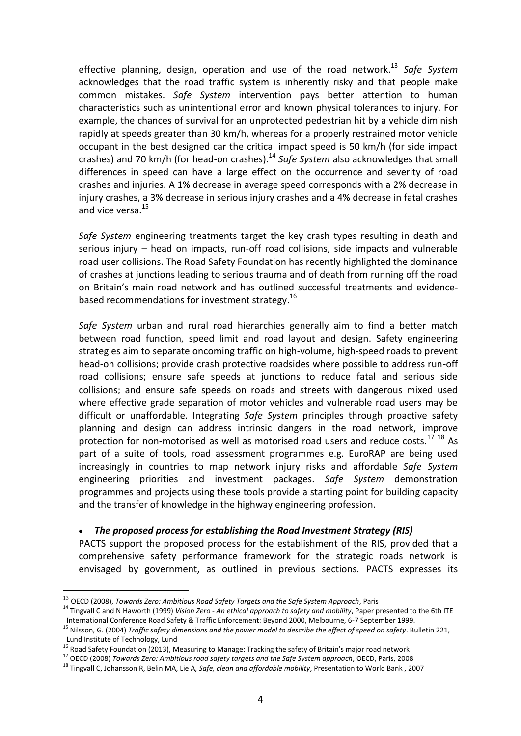effective planning, design, operation and use of the road network.[13] *Safe System* acknowledges that the road traffic system is inherently risky and that people make common mistakes. *Safe System* intervention pays better attention to human characteristics such as unintentional error and known physical tolerances to injury. For example, the chances of survival for an unprotected pedestrian hit by a vehicle diminish rapidly at speeds greater than 30 km/h, whereas for a properly restrained motor vehicle occupant in the best designed car the critical impact speed is 50 km/h (for side impact crashes) and 70 km/h (for head-on crashes).[14] *Safe System* also acknowledges that small differences in speed can have a large effect on the occurrence and severity of road crashes and injuries. A 1% decrease in average speed corresponds with a 2% decrease in injury crashes, a 3% decrease in serious injury crashes and a 4% decrease in fatal crashes and vice versa.[15]

*Safe System* engineering treatments target the key crash types resulting in death and serious injury – head on impacts, run-off road collisions, side impacts and vulnerable road user collisions. The Road Safety Foundation has recently highlighted the dominance of crashes at junctions leading to serious trauma and of death from running off the road on Britain's main road network and has outlined successful treatments and evidence-based recommendations for investment strategy.[16]

*Safe System* urban and rural road hierarchies generally aim to find a better match between road function, speed limit and road layout and design. Safety engineering strategies aim to separate oncoming traffic on high-volume, high-speed roads to prevent head-on collisions; provide crash protective roadsides where possible to address run-off road collisions; ensure safe speeds at junctions to reduce fatal and serious side collisions; and ensure safe speeds on roads and streets with dangerous mixed used where effective grade separation of motor vehicles and vulnerable road users may be difficult or unaffordable. Integrating *Safe System* principles through proactive safety planning and design can address intrinsic dangers in the road network, improve protection for non-motorised as well as motorised road users and reduce costs.[17] [18] As part of a suite of tools, road assessment programmes e.g. EuroRAP are being used increasingly in countries to map network injury risks and affordable *Safe System* engineering priorities and investment packages. *Safe System* demonstration programmes and projects using these tools provide a starting point for building capacity and the transfer of knowledge in the highway engineering profession.

- ***The proposed process for establishing the Road Investment Strategy (RIS)***

PACTS support the proposed process for the establishment of the RIS, provided that a comprehensive safety performance framework for the strategic roads network is envisaged by government, as outlined in previous sections. PACTS expresses its

---

[13] OECD (2008), *Towards Zero: Ambitious Road Safety Targets and the Safe System Approach*, Paris

[14] Tingvall C and N Haworth (1999) *Vision Zero - An ethical approach to safety and mobility*, Paper presented to the 6th ITE International Conference Road Safety & Traffic Enforcement: Beyond 2000, Melbourne, 6-7 September 1999.

[15] Nilsson, G. (2004) *Traffic safety dimensions and the power model to describe the effect of speed on safety*. Bulletin 221, Lund Institute of Technology, Lund

[16] Road Safety Foundation (2013), Measuring to Manage: Tracking the safety of Britain's major road network

[17] OECD (2008) *Towards Zero: Ambitious road safety targets and the Safe System approach*, OECD, Paris, 2008

[18] Tingvall C, Johansson R, Belin MA, Lie A, *Safe, clean and affordable mobility*, Presentation to World Bank , 2007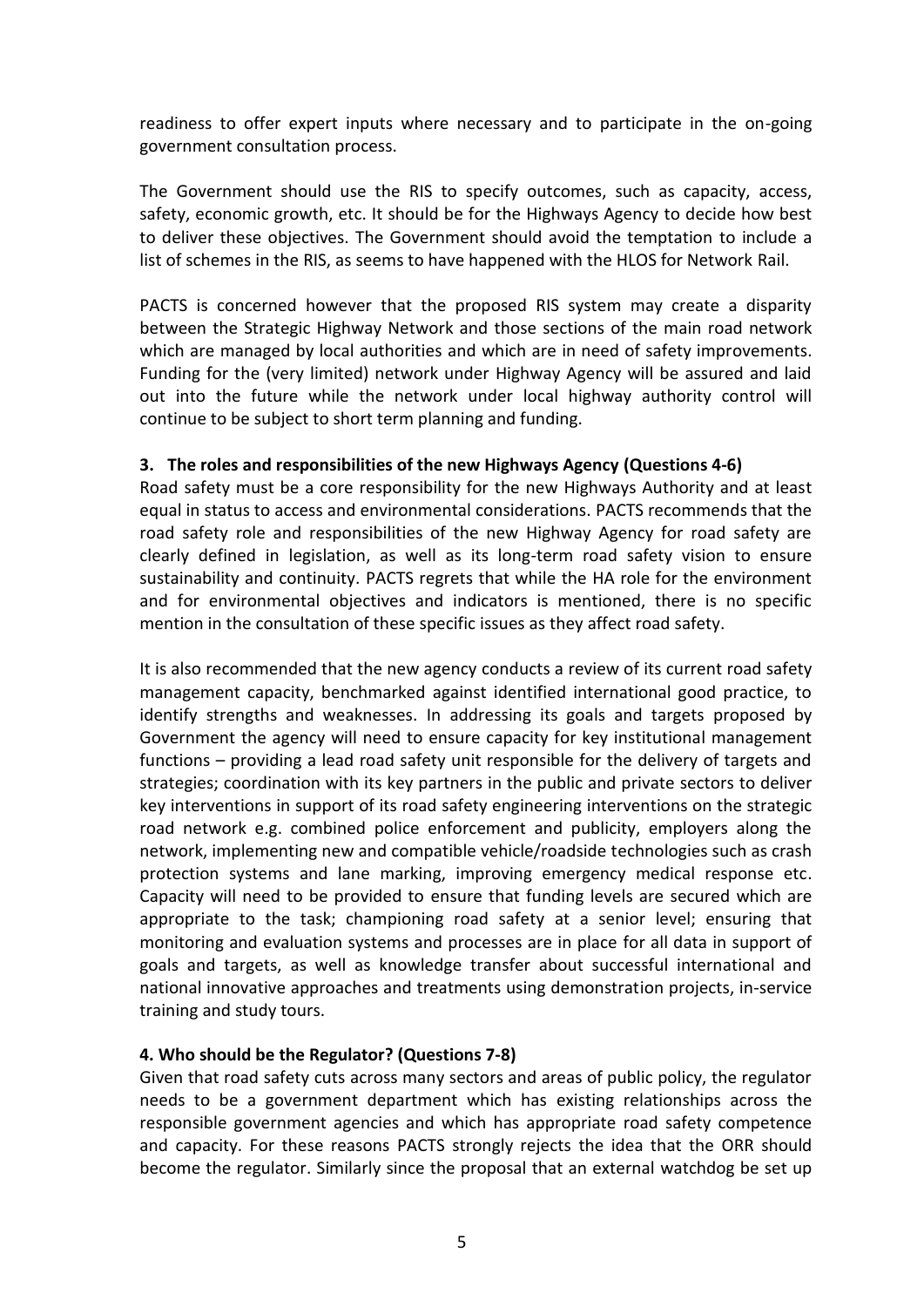readiness to offer expert inputs where necessary and to participate in the on-going government consultation process.

The Government should use the RIS to specify outcomes, such as capacity, access, safety, economic growth, etc. It should be for the Highways Agency to decide how best to deliver these objectives. The Government should avoid the temptation to include a list of schemes in the RIS, as seems to have happened with the HLOS for Network Rail.

PACTS is concerned however that the proposed RIS system may create a disparity between the Strategic Highway Network and those sections of the main road network which are managed by local authorities and which are in need of safety improvements. Funding for the (very limited) network under Highway Agency will be assured and laid out into the future while the network under local highway authority control will continue to be subject to short term planning and funding.

**3. The roles and responsibilities of the new Highways Agency (Questions 4-6)**

Road safety must be a core responsibility for the new Highways Authority and at least equal in status to access and environmental considerations. PACTS recommends that the road safety role and responsibilities of the new Highway Agency for road safety are clearly defined in legislation, as well as its long-term road safety vision to ensure sustainability and continuity. PACTS regrets that while the HA role for the environment and for environmental objectives and indicators is mentioned, there is no specific mention in the consultation of these specific issues as they affect road safety.

It is also recommended that the new agency conducts a review of its current road safety management capacity, benchmarked against identified international good practice, to identify strengths and weaknesses. In addressing its goals and targets proposed by Government the agency will need to ensure capacity for key institutional management functions – providing a lead road safety unit responsible for the delivery of targets and strategies; coordination with its key partners in the public and private sectors to deliver key interventions in support of its road safety engineering interventions on the strategic road network e.g. combined police enforcement and publicity, employers along the network, implementing new and compatible vehicle/roadside technologies such as crash protection systems and lane marking, improving emergency medical response etc. Capacity will need to be provided to ensure that funding levels are secured which are appropriate to the task; championing road safety at a senior level; ensuring that monitoring and evaluation systems and processes are in place for all data in support of goals and targets, as well as knowledge transfer about successful international and national innovative approaches and treatments using demonstration projects, in-service training and study tours.

**4. Who should be the Regulator? (Questions 7-8)**

Given that road safety cuts across many sectors and areas of public policy, the regulator needs to be a government department which has existing relationships across the responsible government agencies and which has appropriate road safety competence and capacity. For these reasons PACTS strongly rejects the idea that the ORR should become the regulator. Similarly since the proposal that an external watchdog be set up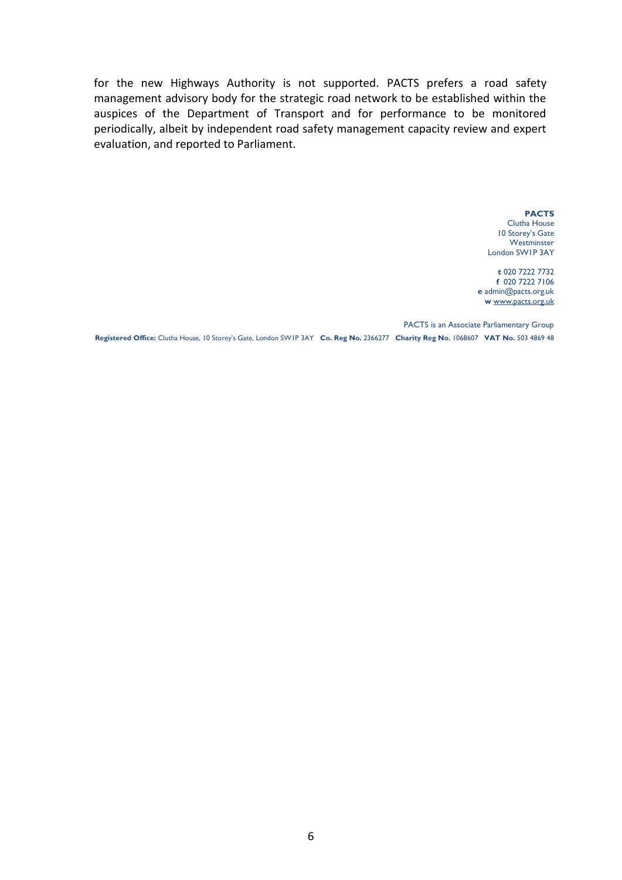for the new Highways Authority is not supported. PACTS prefers a road safety management advisory body for the strategic road network to be established within the auspices of the Department of Transport and for performance to be monitored periodically, albeit by independent road safety management capacity review and expert evaluation, and reported to Parliament.

**PACTS**
Clutha House
10 Storey's Gate
Westminster
London SW1P 3AY

**t** 020 7222 7732
**f** 020 7222 7106
**e** admin@pacts.org.uk
**w** www.pacts.org.uk

PACTS is an Associate Parliamentary Group

**Registered Office:** Clutha House, 10 Storey's Gate, London SW1P 3AY **Co. Reg No.** 2366277 **Charity Reg No.** 1068607 **VAT No.** 503 4869 48